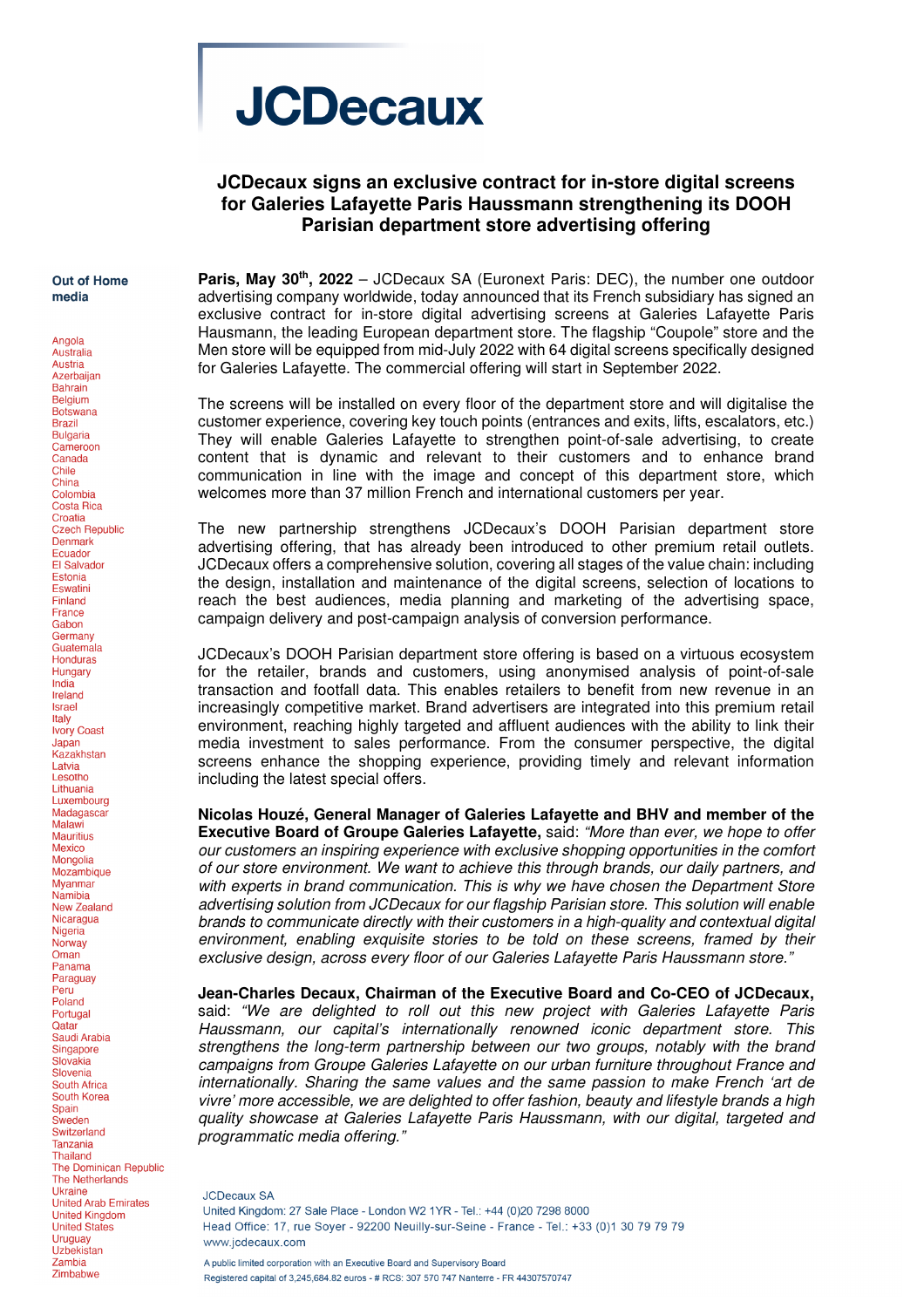# JCDecaux

## JCDecaux signs an exclusive contract for in-store digital screens for Galeries Lafayette Paris Haussmann strengthening its DOOH Parisian department store advertising offering

**Out of Home media**

Angola
Australia
Austria
Azerbaijan
Bahrain
Belgium
Botswana
Brazil
Bulgaria
Cameroon
Canada
Chile
China
Colombia
Costa Rica
Croatia
Czech Republic
Denmark
Ecuador
El Salvador
Estonia
Eswatini
Finland
France
Gabon
Germany
Guatemala
Honduras
Hungary
India
Ireland
Israel
Italy
Ivory Coast
Japan
Kazakhstan
Latvia
Lesotho
Lithuania
Luxembourg
Madagascar
Malawi
Mauritius
Mexico
Mongolia
Mozambique
Myanmar
Namibia
New Zealand
Nicaragua
Nigeria
Norway
Oman
Panama
Paraguay
Peru
Poland
Portugal
Qatar
Saudi Arabia
Singapore
Slovakia
Slovenia
South Africa
South Korea
Spain
Sweden
Switzerland
Tanzania
Thailand
The Dominican Republic
The Netherlands
Ukraine
United Arab Emirates
United Kingdom
United States
Uruguay
Uzbekistan
Zambia
Zimbabwe

**Paris, May 30th, 2022** – JCDecaux SA (Euronext Paris: DEC), the number one outdoor advertising company worldwide, today announced that its French subsidiary has signed an exclusive contract for in-store digital advertising screens at Galeries Lafayette Paris Hausmann, the leading European department store. The flagship "Coupole" store and the Men store will be equipped from mid-July 2022 with 64 digital screens specifically designed for Galeries Lafayette. The commercial offering will start in September 2022.

The screens will be installed on every floor of the department store and will digitalise the customer experience, covering key touch points (entrances and exits, lifts, escalators, etc.) They will enable Galeries Lafayette to strengthen point-of-sale advertising, to create content that is dynamic and relevant to their customers and to enhance brand communication in line with the image and concept of this department store, which welcomes more than 37 million French and international customers per year.

The new partnership strengthens JCDecaux's DOOH Parisian department store advertising offering, that has already been introduced to other premium retail outlets. JCDecaux offers a comprehensive solution, covering all stages of the value chain: including the design, installation and maintenance of the digital screens, selection of locations to reach the best audiences, media planning and marketing of the advertising space, campaign delivery and post-campaign analysis of conversion performance.

JCDecaux's DOOH Parisian department store offering is based on a virtuous ecosystem for the retailer, brands and customers, using anonymised analysis of point-of-sale transaction and footfall data. This enables retailers to benefit from new revenue in an increasingly competitive market. Brand advertisers are integrated into this premium retail environment, reaching highly targeted and affluent audiences with the ability to link their media investment to sales performance. From the consumer perspective, the digital screens enhance the shopping experience, providing timely and relevant information including the latest special offers.

**Nicolas Houzé, General Manager of Galeries Lafayette and BHV and member of the Executive Board of Groupe Galeries Lafayette,** said: *"More than ever, we hope to offer our customers an inspiring experience with exclusive shopping opportunities in the comfort of our store environment. We want to achieve this through brands, our daily partners, and with experts in brand communication. This is why we have chosen the Department Store advertising solution from JCDecaux for our flagship Parisian store. This solution will enable brands to communicate directly with their customers in a high-quality and contextual digital environment, enabling exquisite stories to be told on these screens, framed by their exclusive design, across every floor of our Galeries Lafayette Paris Haussmann store."*

**Jean-Charles Decaux, Chairman of the Executive Board and Co-CEO of JCDecaux,** said: *"We are delighted to roll out this new project with Galeries Lafayette Paris Haussmann, our capital's internationally renowned iconic department store. This strengthens the long-term partnership between our two groups, notably with the brand campaigns from Groupe Galeries Lafayette on our urban furniture throughout France and internationally. Sharing the same values and the same passion to make French 'art de vivre' more accessible, we are delighted to offer fashion, beauty and lifestyle brands a high quality showcase at Galeries Lafayette Paris Haussmann, with our digital, targeted and programmatic media offering."*

JCDecaux SA
United Kingdom: 27 Sale Place - London W2 1YR - Tel.: +44 (0)20 7298 8000
Head Office: 17, rue Soyer - 92200 Neuilly-sur-Seine - France - Tel.: +33 (0)1 30 79 79 79
www.jcdecaux.com

A public limited corporation with an Executive Board and Supervisory Board
Registered capital of 3,245,684.82 euros - # RCS: 307 570 747 Nanterre - FR 44307570747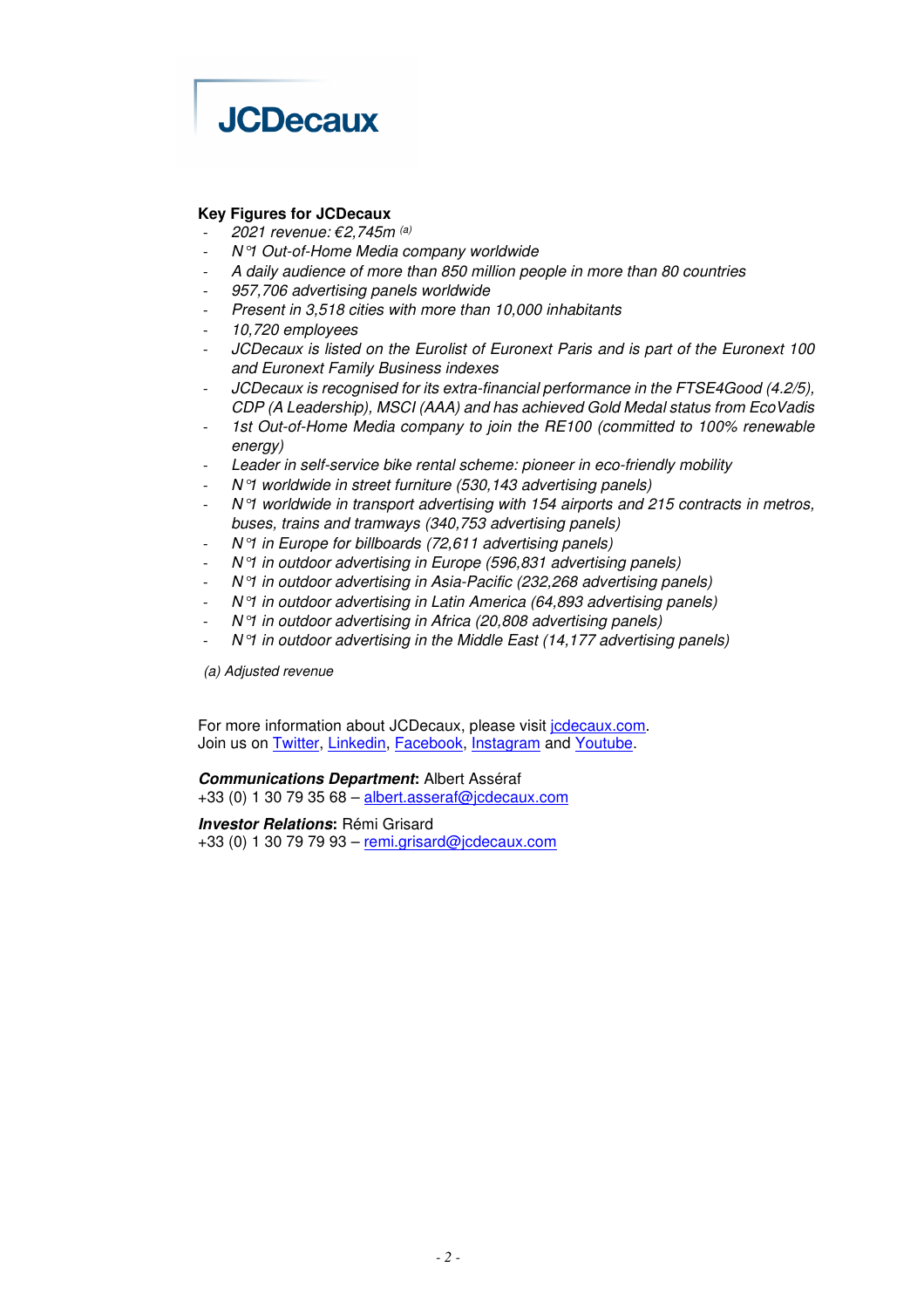JCDecaux

**Key Figures for JCDecaux**

- *2021 revenue: €2,745m* [(a)]
- *N°1 Out-of-Home Media company worldwide*
- *A daily audience of more than 850 million people in more than 80 countries*
- *957,706 advertising panels worldwide*
- *Present in 3,518 cities with more than 10,000 inhabitants*
- *10,720 employees*
- *JCDecaux is listed on the Eurolist of Euronext Paris and is part of the Euronext 100 and Euronext Family Business indexes*
- *JCDecaux is recognised for its extra-financial performance in the FTSE4Good (4.2/5), CDP (A Leadership), MSCI (AAA) and has achieved Gold Medal status from EcoVadis*
- *1st Out-of-Home Media company to join the RE100 (committed to 100% renewable energy)*
- *Leader in self-service bike rental scheme: pioneer in eco-friendly mobility*
- *N°1 worldwide in street furniture (530,143 advertising panels)*
- *N°1 worldwide in transport advertising with 154 airports and 215 contracts in metros, buses, trains and tramways (340,753 advertising panels)*
- *N°1 in Europe for billboards (72,611 advertising panels)*
- *N°1 in outdoor advertising in Europe (596,831 advertising panels)*
- *N°1 in outdoor advertising in Asia-Pacific (232,268 advertising panels)*
- *N°1 in outdoor advertising in Latin America (64,893 advertising panels)*
- *N°1 in outdoor advertising in Africa (20,808 advertising panels)*
- *N°1 in outdoor advertising in the Middle East (14,177 advertising panels)*

*(a) Adjusted revenue*

For more information about JCDecaux, please visit jcdecaux.com.
Join us on Twitter, Linkedin, Facebook, Instagram and Youtube.

***Communications Department*:** Albert Asséraf
+33 (0) 1 30 79 35 68 – albert.asseraf@jcdecaux.com

***Investor Relations*:** Rémi Grisard
+33 (0) 1 30 79 79 93 – remi.grisard@jcdecaux.com